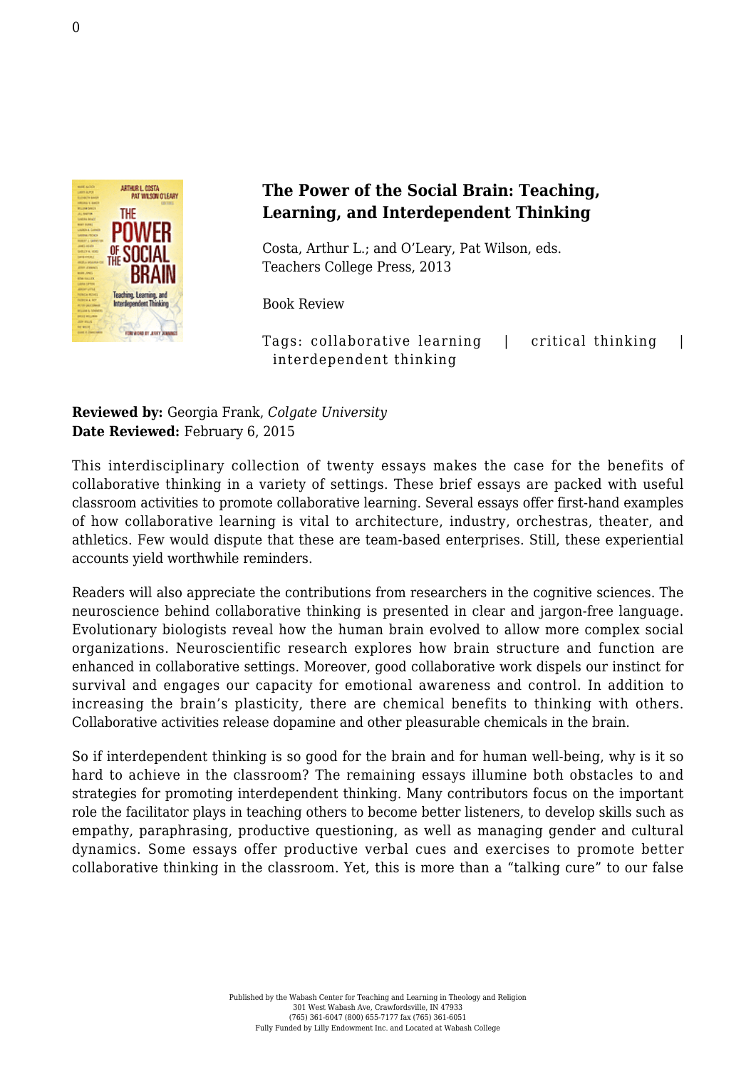# The Power of the Social Brain: Teaching, Learning, and Interdependent Thinking

Costa, Arthur L.; and O'Leary, Pat Wilson, eds.
Teachers College Press, 2013

Book Review

Tags: collaborative learning | critical thinking | interdependent thinking

**Reviewed by:** Georgia Frank, *Colgate University*
**Date Reviewed:** February 6, 2015

This interdisciplinary collection of twenty essays makes the case for the benefits of collaborative thinking in a variety of settings. These brief essays are packed with useful classroom activities to promote collaborative learning. Several essays offer first-hand examples of how collaborative learning is vital to architecture, industry, orchestras, theater, and athletics. Few would dispute that these are team-based enterprises. Still, these experiential accounts yield worthwhile reminders.

Readers will also appreciate the contributions from researchers in the cognitive sciences. The neuroscience behind collaborative thinking is presented in clear and jargon-free language. Evolutionary biologists reveal how the human brain evolved to allow more complex social organizations. Neuroscientific research explores how brain structure and function are enhanced in collaborative settings. Moreover, good collaborative work dispels our instinct for survival and engages our capacity for emotional awareness and control. In addition to increasing the brain's plasticity, there are chemical benefits to thinking with others. Collaborative activities release dopamine and other pleasurable chemicals in the brain.

So if interdependent thinking is so good for the brain and for human well-being, why is it so hard to achieve in the classroom? The remaining essays illumine both obstacles to and strategies for promoting interdependent thinking. Many contributors focus on the important role the facilitator plays in teaching others to become better listeners, to develop skills such as empathy, paraphrasing, productive questioning, as well as managing gender and cultural dynamics. Some essays offer productive verbal cues and exercises to promote better collaborative thinking in the classroom. Yet, this is more than a "talking cure" to our false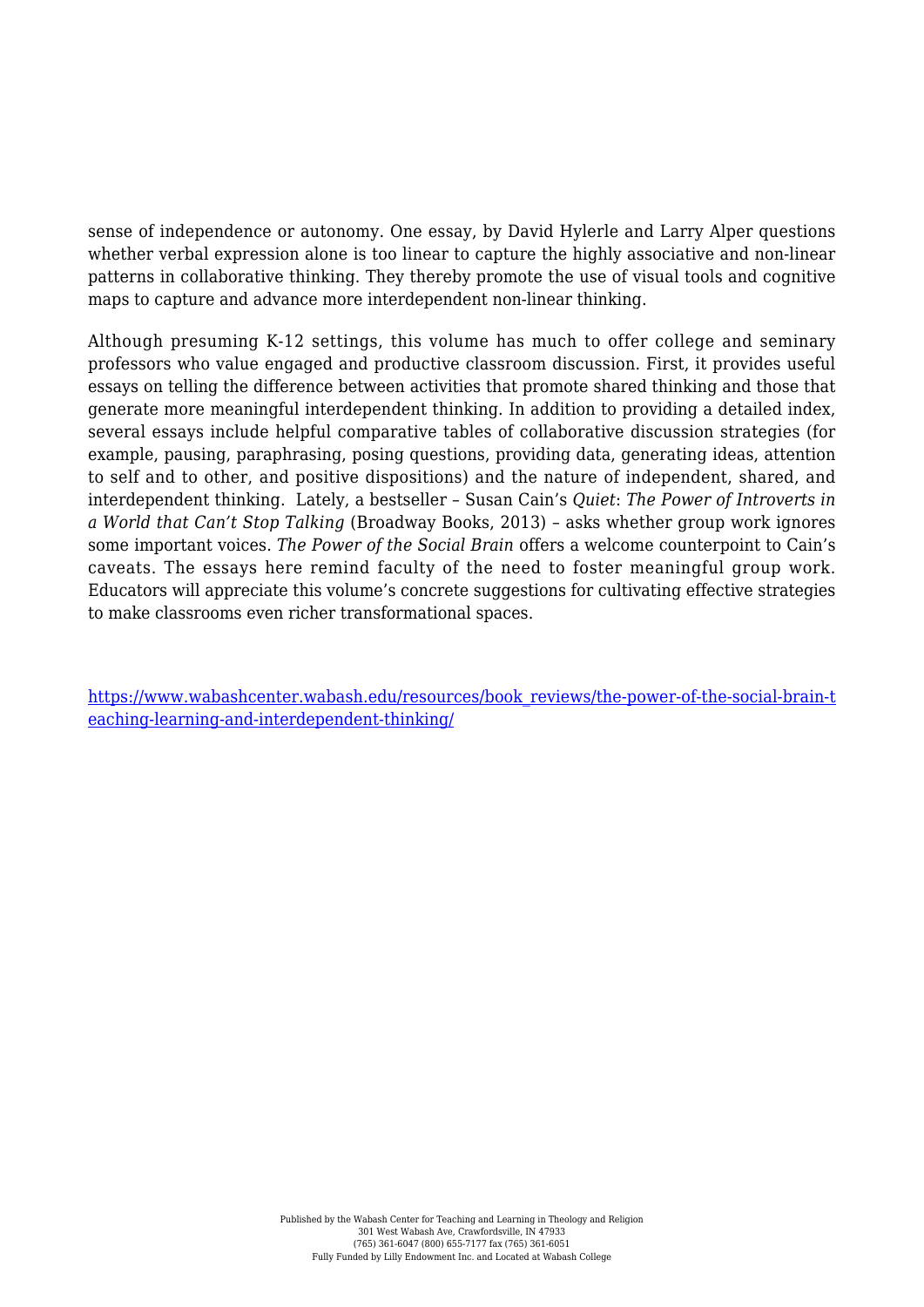sense of independence or autonomy. One essay, by David Hylerle and Larry Alper questions whether verbal expression alone is too linear to capture the highly associative and non-linear patterns in collaborative thinking. They thereby promote the use of visual tools and cognitive maps to capture and advance more interdependent non-linear thinking.

Although presuming K-12 settings, this volume has much to offer college and seminary professors who value engaged and productive classroom discussion. First, it provides useful essays on telling the difference between activities that promote shared thinking and those that generate more meaningful interdependent thinking. In addition to providing a detailed index, several essays include helpful comparative tables of collaborative discussion strategies (for example, pausing, paraphrasing, posing questions, providing data, generating ideas, attention to self and to other, and positive dispositions) and the nature of independent, shared, and interdependent thinking. Lately, a bestseller – Susan Cain's *Quiet*: *The Power of Introverts in a World that Can't Stop Talking* (Broadway Books, 2013) – asks whether group work ignores some important voices. *The Power of the Social Brain* offers a welcome counterpoint to Cain's caveats. The essays here remind faculty of the need to foster meaningful group work. Educators will appreciate this volume's concrete suggestions for cultivating effective strategies to make classrooms even richer transformational spaces.

[https://www.wabashcenter.wabash.edu/resources/book_reviews/the-power-of-the-social-brain-teaching-learning-and-interdependent-thinking/](https://www.wabashcenter.wabash.edu/resources/book_reviews/the-power-of-the-social-brain-teaching-learning-and-interdependent-thinking/)

Published by the Wabash Center for Teaching and Learning in Theology and Religion
301 West Wabash Ave, Crawfordsville, IN 47933
(765) 361-6047 (800) 655-7177 fax (765) 361-6051
Fully Funded by Lilly Endowment Inc. and Located at Wabash College